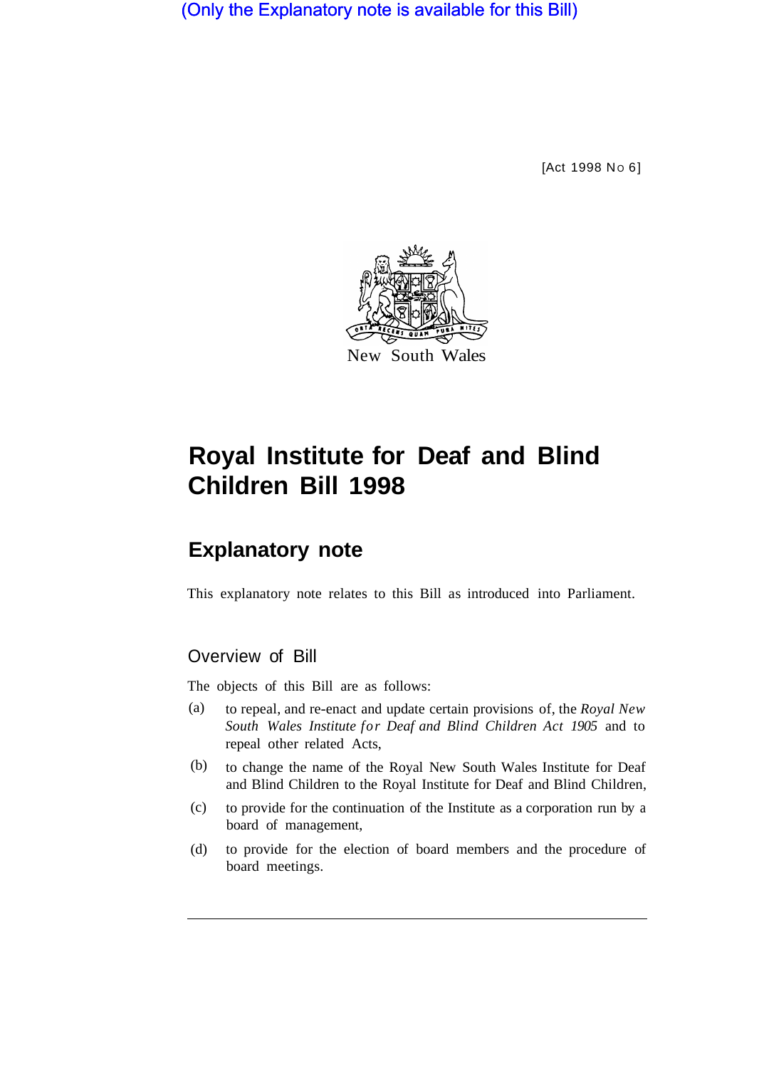(Only the Explanatory note is available for this Bill)

[Act 1998 No 6]

New South Wales

# Royal Institute for Deaf and Blind Children Bill 1998

## Explanatory note

This explanatory note relates to this Bill as introduced into Parliament.

### Overview of Bill

The objects of this Bill are as follows:

(a) to repeal, and re-enact and update certain provisions of, the *Royal New South Wales Institute for Deaf and Blind Children Act 1905* and to repeal other related Acts,

(b) to change the name of the Royal New South Wales Institute for Deaf and Blind Children to the Royal Institute for Deaf and Blind Children,

(c) to provide for the continuation of the Institute as a corporation run by a board of management,

(d) to provide for the election of board members and the procedure of board meetings.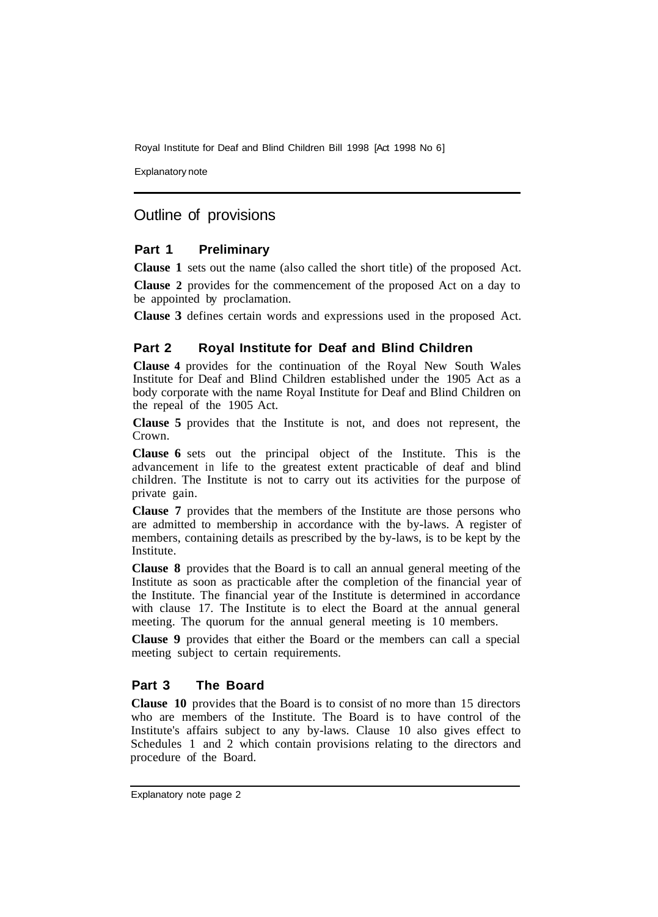## Outline of provisions

### Part 1 Preliminary

**Clause 1** sets out the name (also called the short title) of the proposed Act.

**Clause 2** provides for the commencement of the proposed Act on a day to be appointed by proclamation.

**Clause 3** defines certain words and expressions used in the proposed Act.

### Part 2 Royal Institute for Deaf and Blind Children

**Clause 4** provides for the continuation of the Royal New South Wales Institute for Deaf and Blind Children established under the 1905 Act as a body corporate with the name Royal Institute for Deaf and Blind Children on the repeal of the 1905 Act.

**Clause 5** provides that the Institute is not, and does not represent, the Crown.

**Clause 6** sets out the principal object of the Institute. This is the advancement in life to the greatest extent practicable of deaf and blind children. The Institute is not to carry out its activities for the purpose of private gain.

**Clause 7** provides that the members of the Institute are those persons who are admitted to membership in accordance with the by-laws. A register of members, containing details as prescribed by the by-laws, is to be kept by the Institute.

**Clause 8** provides that the Board is to call an annual general meeting of the Institute as soon as practicable after the completion of the financial year of the Institute. The financial year of the Institute is determined in accordance with clause 17. The Institute is to elect the Board at the annual general meeting. The quorum for the annual general meeting is 10 members.

**Clause 9** provides that either the Board or the members can call a special meeting subject to certain requirements.

### Part 3 The Board

**Clause 10** provides that the Board is to consist of no more than 15 directors who are members of the Institute. The Board is to have control of the Institute's affairs subject to any by-laws. Clause 10 also gives effect to Schedules 1 and 2 which contain provisions relating to the directors and procedure of the Board.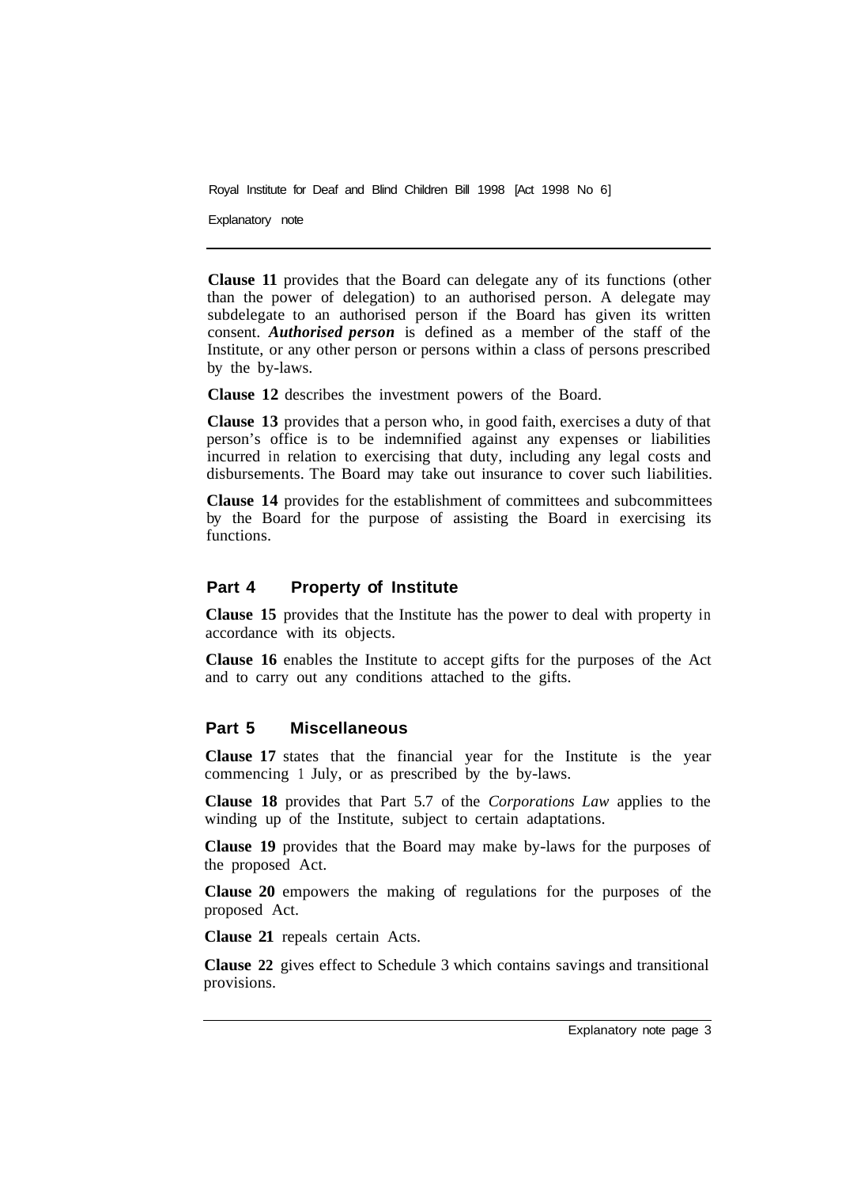**Clause 11** provides that the Board can delegate any of its functions (other than the power of delegation) to an authorised person. A delegate may subdelegate to an authorised person if the Board has given its written consent. ***Authorised person*** is defined as a member of the staff of the Institute, or any other person or persons within a class of persons prescribed by the by-laws.

**Clause 12** describes the investment powers of the Board.

**Clause 13** provides that a person who, in good faith, exercises a duty of that person's office is to be indemnified against any expenses or liabilities incurred in relation to exercising that duty, including any legal costs and disbursements. The Board may take out insurance to cover such liabilities.

**Clause 14** provides for the establishment of committees and subcommittees by the Board for the purpose of assisting the Board in exercising its functions.

## Part 4 Property of Institute

**Clause 15** provides that the Institute has the power to deal with property in accordance with its objects.

**Clause 16** enables the Institute to accept gifts for the purposes of the Act and to carry out any conditions attached to the gifts.

## Part 5 Miscellaneous

**Clause 17** states that the financial year for the Institute is the year commencing 1 July, or as prescribed by the by-laws.

**Clause 18** provides that Part 5.7 of the *Corporations Law* applies to the winding up of the Institute, subject to certain adaptations.

**Clause 19** provides that the Board may make by-laws for the purposes of the proposed Act.

**Clause 20** empowers the making of regulations for the purposes of the proposed Act.

**Clause 21** repeals certain Acts.

**Clause 22** gives effect to Schedule 3 which contains savings and transitional provisions.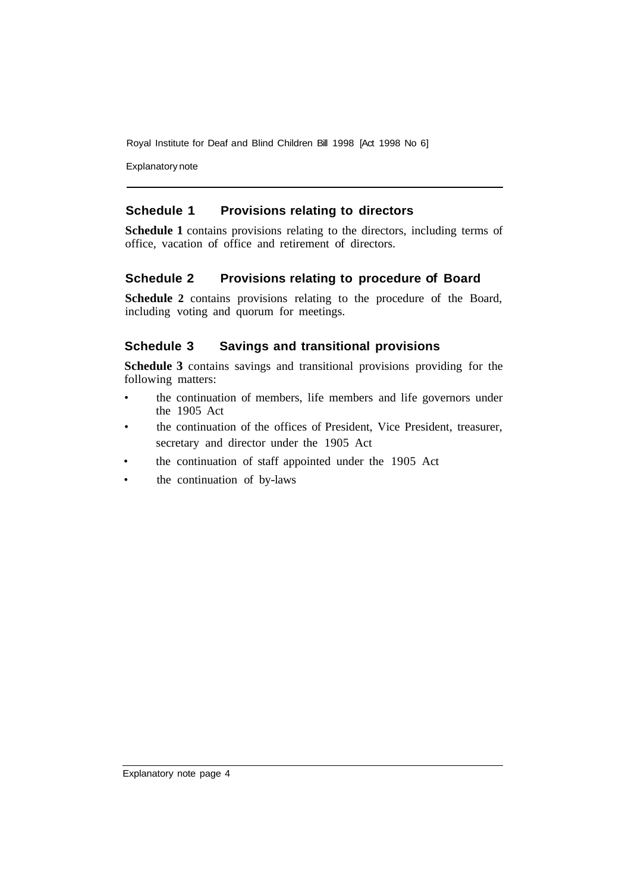## Schedule 1 Provisions relating to directors

**Schedule 1** contains provisions relating to the directors, including terms of office, vacation of office and retirement of directors.

## Schedule 2 Provisions relating to procedure of Board

**Schedule 2** contains provisions relating to the procedure of the Board, including voting and quorum for meetings.

## Schedule 3 Savings and transitional provisions

**Schedule 3** contains savings and transitional provisions providing for the following matters:

- the continuation of members, life members and life governors under the 1905 Act
- the continuation of the offices of President, Vice President, treasurer, secretary and director under the 1905 Act
- the continuation of staff appointed under the 1905 Act
- the continuation of by-laws